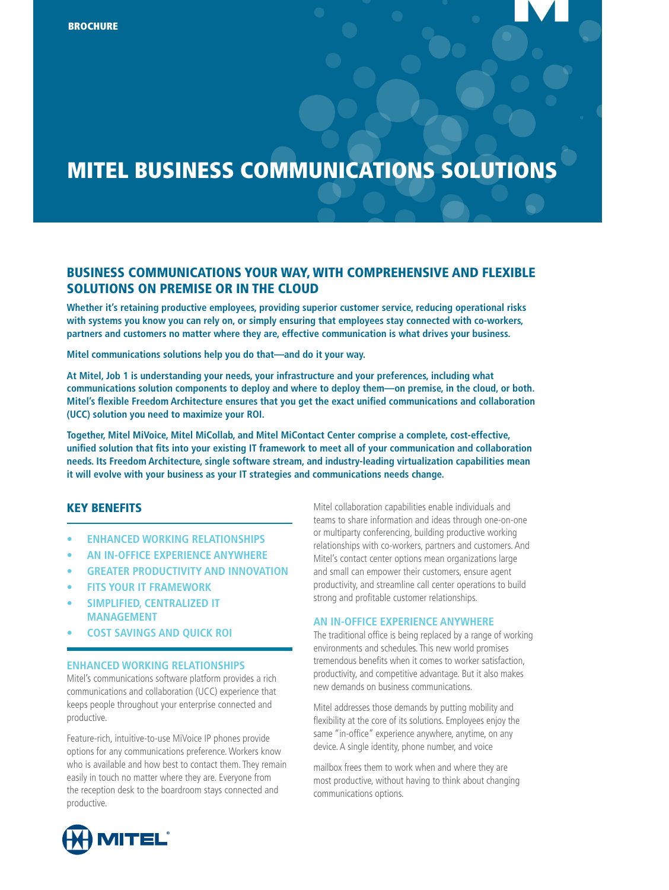BROCHURE

# MITEL BUSINESS COMMUNICATIONS SOLUTIONS

## BUSINESS COMMUNICATIONS YOUR WAY, WITH COMPREHENSIVE AND FLEXIBLE SOLUTIONS ON PREMISE OR IN THE CLOUD

**Whether it's retaining productive employees, providing superior customer service, reducing operational risks with systems you know you can rely on, or simply ensuring that employees stay connected with co-workers, partners and customers no matter where they are, effective communication is what drives your business.**

**Mitel communications solutions help you do that—and do it your way.**

**At Mitel, Job 1 is understanding your needs, your infrastructure and your preferences, including what communications solution components to deploy and where to deploy them—on premise, in the cloud, or both. Mitel's flexible Freedom Architecture ensures that you get the exact unified communications and collaboration (UCC) solution you need to maximize your ROI.**

**Together, Mitel MiVoice, Mitel MiCollab, and Mitel MiContact Center comprise a complete, cost-effective, unified solution that fits into your existing IT framework to meet all of your communication and collaboration needs. Its Freedom Architecture, single software stream, and industry-leading virtualization capabilities mean it will evolve with your business as your IT strategies and communications needs change.**

## KEY BENEFITS

- ENHANCED WORKING RELATIONSHIPS
- AN IN-OFFICE EXPERIENCE ANYWHERE
- GREATER PRODUCTIVITY AND INNOVATION
- FITS YOUR IT FRAMEWORK
- SIMPLIFIED, CENTRALIZED IT MANAGEMENT
- COST SAVINGS AND QUICK ROI

### ENHANCED WORKING RELATIONSHIPS

Mitel's communications software platform provides a rich communications and collaboration (UCC) experience that keeps people throughout your enterprise connected and productive.

Feature-rich, intuitive-to-use MiVoice IP phones provide options for any communications preference. Workers know who is available and how best to contact them. They remain easily in touch no matter where they are. Everyone from the reception desk to the boardroom stays connected and productive.

Mitel collaboration capabilities enable individuals and teams to share information and ideas through one-on-one or multiparty conferencing, building productive working relationships with co-workers, partners and customers. And Mitel's contact center options mean organizations large and small can empower their customers, ensure agent productivity, and streamline call center operations to build strong and profitable customer relationships.

### AN IN-OFFICE EXPERIENCE ANYWHERE

The traditional office is being replaced by a range of working environments and schedules. This new world promises tremendous benefits when it comes to worker satisfaction, productivity, and competitive advantage. But it also makes new demands on business communications.

Mitel addresses those demands by putting mobility and flexibility at the core of its solutions. Employees enjoy the same "in-office" experience anywhere, anytime, on any device. A single identity, phone number, and voice mailbox frees them to work when and where they are most productive, without having to think about changing communications options.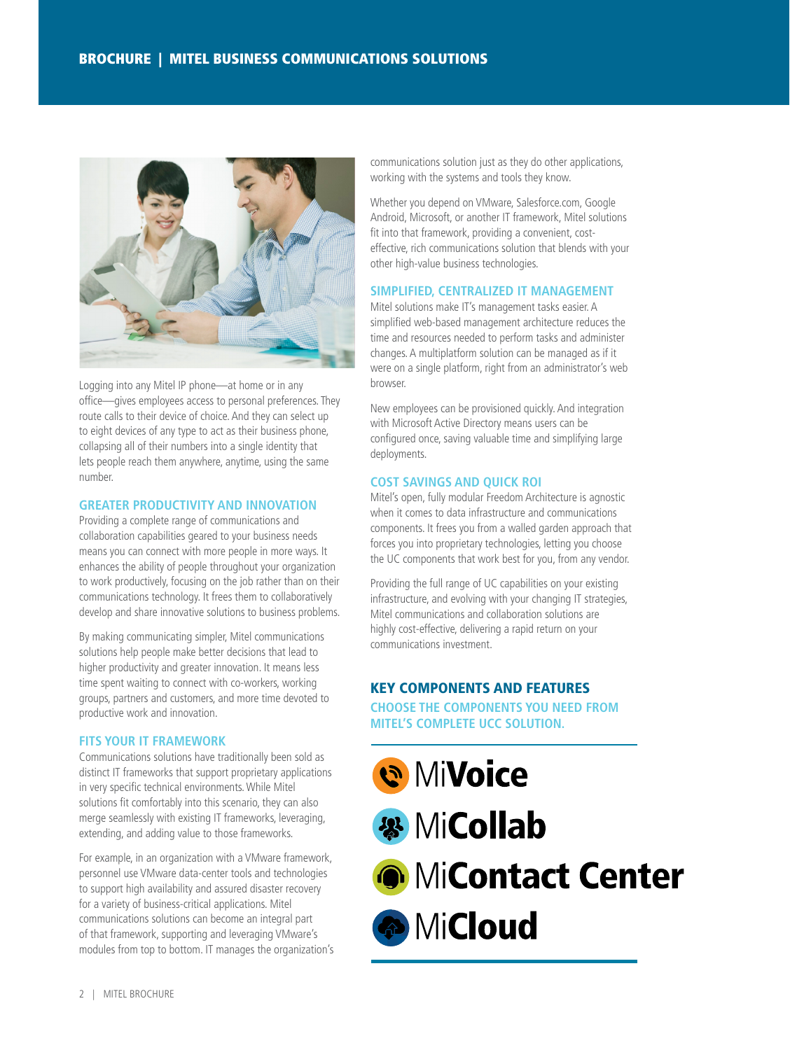Logging into any Mitel IP phone—at home or in any office—gives employees access to personal preferences. They route calls to their device of choice. And they can select up to eight devices of any type to act as their business phone, collapsing all of their numbers into a single identity that lets people reach them anywhere, anytime, using the same number.

### GREATER PRODUCTIVITY AND INNOVATION

Providing a complete range of communications and collaboration capabilities geared to your business needs means you can connect with more people in more ways. It enhances the ability of people throughout your organization to work productively, focusing on the job rather than on their communications technology. It frees them to collaboratively develop and share innovative solutions to business problems.

By making communicating simpler, Mitel communications solutions help people make better decisions that lead to higher productivity and greater innovation. It means less time spent waiting to connect with co-workers, working groups, partners and customers, and more time devoted to productive work and innovation.

### FITS YOUR IT FRAMEWORK

Communications solutions have traditionally been sold as distinct IT frameworks that support proprietary applications in very specific technical environments. While Mitel solutions fit comfortably into this scenario, they can also merge seamlessly with existing IT frameworks, leveraging, extending, and adding value to those frameworks.

For example, in an organization with a VMware framework, personnel use VMware data-center tools and technologies to support high availability and assured disaster recovery for a variety of business-critical applications. Mitel communications solutions can become an integral part of that framework, supporting and leveraging VMware's modules from top to bottom. IT manages the organization's communications solution just as they do other applications, working with the systems and tools they know.

Whether you depend on VMware, Salesforce.com, Google Android, Microsoft, or another IT framework, Mitel solutions fit into that framework, providing a convenient, cost-effective, rich communications solution that blends with your other high-value business technologies.

### SIMPLIFIED, CENTRALIZED IT MANAGEMENT

Mitel solutions make IT's management tasks easier. A simplified web-based management architecture reduces the time and resources needed to perform tasks and administer changes. A multiplatform solution can be managed as if it were on a single platform, right from an administrator's web browser.

New employees can be provisioned quickly. And integration with Microsoft Active Directory means users can be configured once, saving valuable time and simplifying large deployments.

### COST SAVINGS AND QUICK ROI

Mitel's open, fully modular Freedom Architecture is agnostic when it comes to data infrastructure and communications components. It frees you from a walled garden approach that forces you into proprietary technologies, letting you choose the UC components that work best for you, from any vendor.

Providing the full range of UC capabilities on your existing infrastructure, and evolving with your changing IT strategies, Mitel communications and collaboration solutions are highly cost-effective, delivering a rapid return on your communications investment.

## KEY COMPONENTS AND FEATURES

### CHOOSE THE COMPONENTS YOU NEED FROM MITEL'S COMPLETE UCC SOLUTION.

- Mi**Voice**
- Mi**Collab**
- Mi**Contact Center**
- Mi**Cloud**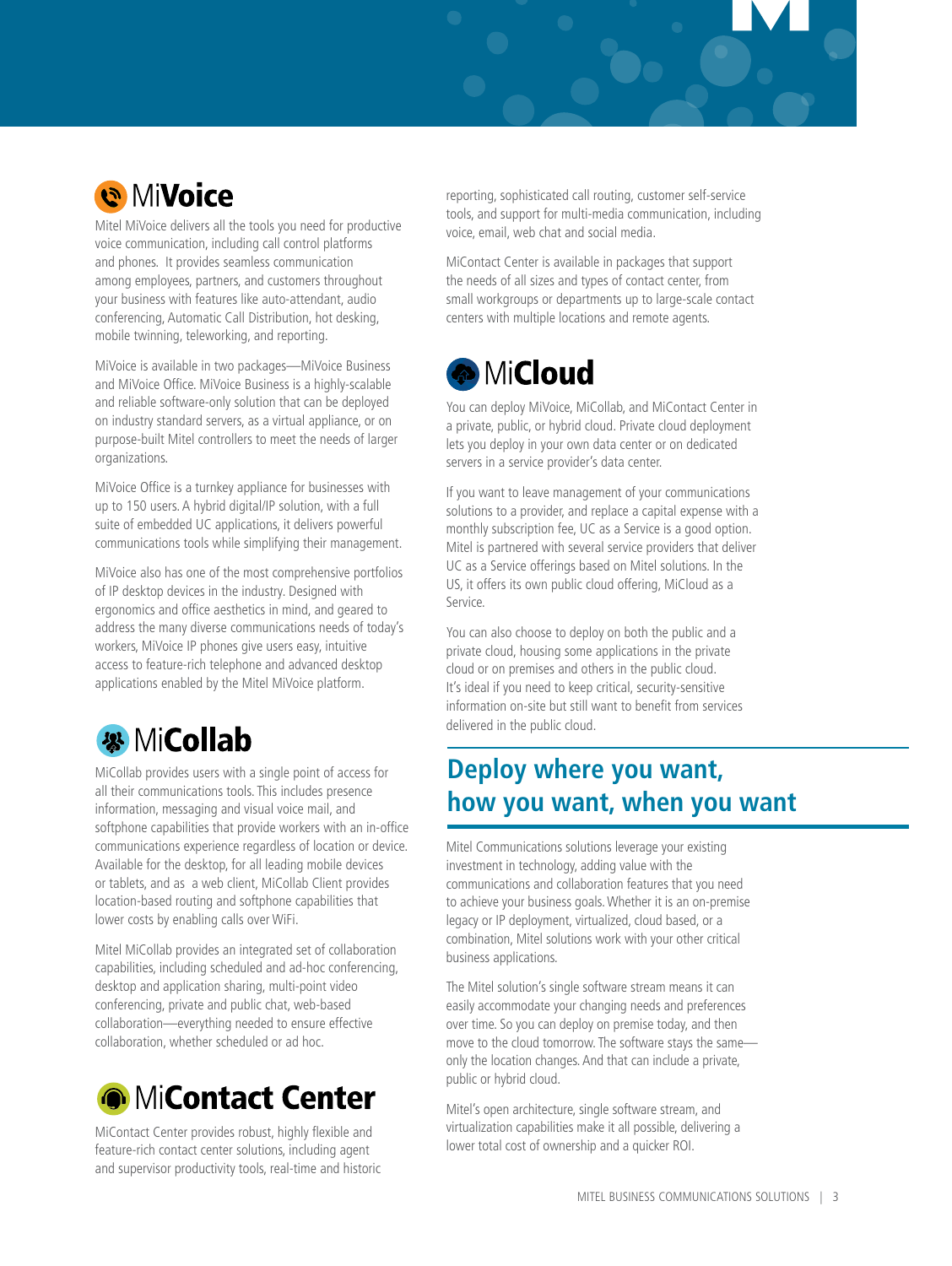## MiVoice

Mitel MiVoice delivers all the tools you need for productive voice communication, including call control platforms and phones. It provides seamless communication among employees, partners, and customers throughout your business with features like auto-attendant, audio conferencing, Automatic Call Distribution, hot desking, mobile twinning, teleworking, and reporting.

MiVoice is available in two packages—MiVoice Business and MiVoice Office. MiVoice Business is a highly-scalable and reliable software-only solution that can be deployed on industry standard servers, as a virtual appliance, or on purpose-built Mitel controllers to meet the needs of larger organizations.

MiVoice Office is a turnkey appliance for businesses with up to 150 users. A hybrid digital/IP solution, with a full suite of embedded UC applications, it delivers powerful communications tools while simplifying their management.

MiVoice also has one of the most comprehensive portfolios of IP desktop devices in the industry. Designed with ergonomics and office aesthetics in mind, and geared to address the many diverse communications needs of today's workers, MiVoice IP phones give users easy, intuitive access to feature-rich telephone and advanced desktop applications enabled by the Mitel MiVoice platform.

## MiCollab

MiCollab provides users with a single point of access for all their communications tools. This includes presence information, messaging and visual voice mail, and softphone capabilities that provide workers with an in-office communications experience regardless of location or device. Available for the desktop, for all leading mobile devices or tablets, and as a web client, MiCollab Client provides location-based routing and softphone capabilities that lower costs by enabling calls over WiFi.

Mitel MiCollab provides an integrated set of collaboration capabilities, including scheduled and ad-hoc conferencing, desktop and application sharing, multi-point video conferencing, private and public chat, web-based collaboration—everything needed to ensure effective collaboration, whether scheduled or ad hoc.

## MiContact Center

MiContact Center provides robust, highly flexible and feature-rich contact center solutions, including agent and supervisor productivity tools, real-time and historic reporting, sophisticated call routing, customer self-service tools, and support for multi-media communication, including voice, email, web chat and social media.

MiContact Center is available in packages that support the needs of all sizes and types of contact center, from small workgroups or departments up to large-scale contact centers with multiple locations and remote agents.

## MiCloud

You can deploy MiVoice, MiCollab, and MiContact Center in a private, public, or hybrid cloud. Private cloud deployment lets you deploy in your own data center or on dedicated servers in a service provider's data center.

If you want to leave management of your communications solutions to a provider, and replace a capital expense with a monthly subscription fee, UC as a Service is a good option. Mitel is partnered with several service providers that deliver UC as a Service offerings based on Mitel solutions. In the US, it offers its own public cloud offering, MiCloud as a Service.

You can also choose to deploy on both the public and a private cloud, housing some applications in the private cloud or on premises and others in the public cloud. It's ideal if you need to keep critical, security-sensitive information on-site but still want to benefit from services delivered in the public cloud.

## Deploy where you want, how you want, when you want

Mitel Communications solutions leverage your existing investment in technology, adding value with the communications and collaboration features that you need to achieve your business goals. Whether it is an on-premise legacy or IP deployment, virtualized, cloud based, or a combination, Mitel solutions work with your other critical business applications.

The Mitel solution's single software stream means it can easily accommodate your changing needs and preferences over time. So you can deploy on premise today, and then move to the cloud tomorrow. The software stays the same—only the location changes. And that can include a private, public or hybrid cloud.

Mitel's open architecture, single software stream, and virtualization capabilities make it all possible, delivering a lower total cost of ownership and a quicker ROI.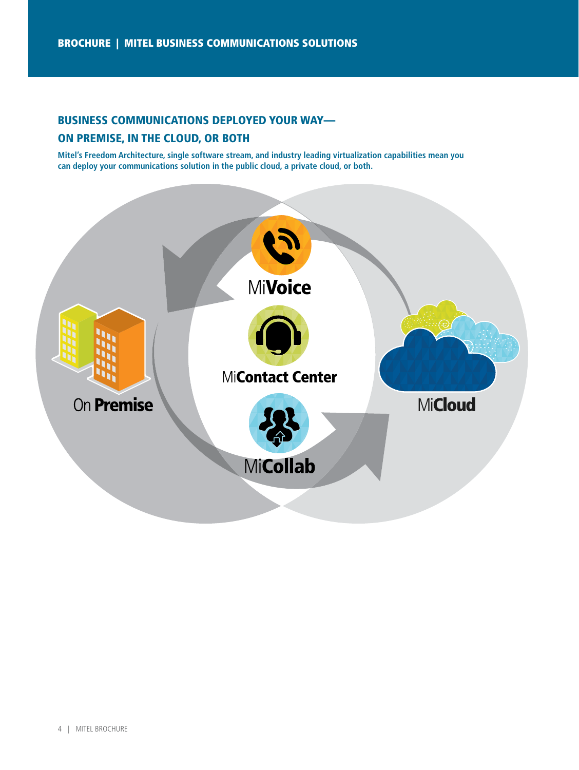## BUSINESS COMMUNICATIONS DEPLOYED YOUR WAY—ON PREMISE, IN THE CLOUD, OR BOTH

**Mitel's Freedom Architecture, single software stream, and industry leading virtualization capabilities mean you can deploy your communications solution in the public cloud, a private cloud, or both.**

MiVoice

MiContact Center

MiCollab

On Premise

MiCloud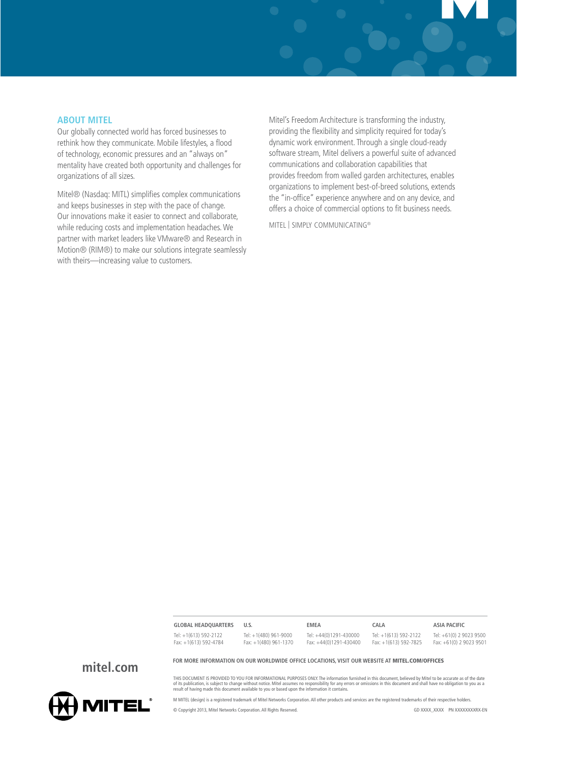## ABOUT MITEL

Our globally connected world has forced businesses to rethink how they communicate. Mobile lifestyles, a flood of technology, economic pressures and an "always on" mentality have created both opportunity and challenges for organizations of all sizes.

Mitel® (Nasdaq: MITL) simplifies complex communications and keeps businesses in step with the pace of change. Our innovations make it easier to connect and collaborate, while reducing costs and implementation headaches. We partner with market leaders like VMware® and Research in Motion® (RIM®) to make our solutions integrate seamlessly with theirs—increasing value to customers.

Mitel's Freedom Architecture is transforming the industry, providing the flexibility and simplicity required for today's dynamic work environment. Through a single cloud-ready software stream, Mitel delivers a powerful suite of advanced communications and collaboration capabilities that provides freedom from walled garden architectures, enables organizations to implement best-of-breed solutions, extends the "in-office" experience anywhere and on any device, and offers a choice of commercial options to fit business needs.

MITEL | SIMPLY COMMUNICATING®

| GLOBAL HEADQUARTERS | U.S. | EMEA | CALA | ASIA PACIFIC |
|---|---|---|---|---|
| Tel: +1(613) 592-2122<br>Fax: +1(613) 592-4784 | Tel: +1(480) 961-9000<br>Fax: +1(480) 961-1370 | Tel: +44(0)1291-430000<br>Fax: +44(0)1291-430400 | Tel: +1(613) 592-2122<br>Fax: +1(613) 592-7825 | Tel: +61(0) 2 9023 9500<br>Fax: +61(0) 2 9023 9501 |

**mitel.com**

**FOR MORE INFORMATION ON OUR WORLDWIDE OFFICE LOCATIONS, VISIT OUR WEBSITE AT MITEL.COM/OFFICES**

THIS DOCUMENT IS PROVIDED TO YOU FOR INFORMATIONAL PURPOSES ONLY. The information furnished in this document, believed by Mitel to be accurate as of the date of its publication, is subject to change without notice. Mitel assumes no responsibility for any errors or omissions in this document and shall have no obligation to you as a result of having made this document available to you or based upon the information it contains.

M MITEL (design) is a registered trademark of Mitel Networks Corporation. All other products and services are the registered trademarks of their respective holders.

© Copyright 2013, Mitel Networks Corporation. All Rights Reserved.

GD XXXX_XXXX PN XXXXXXXXXRX-EN